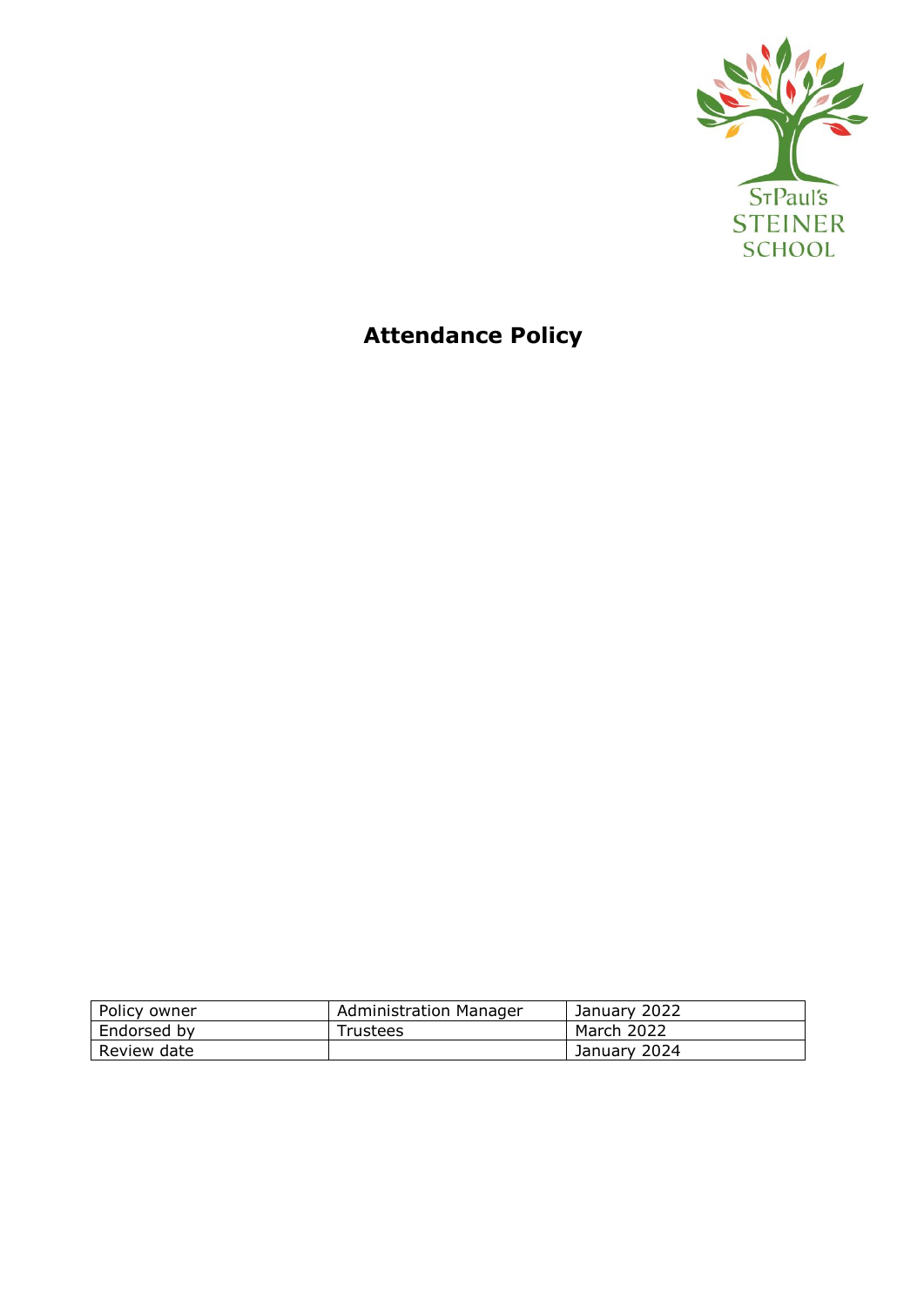St Paul's STEINER SCHOOL

# Attendance Policy

| Policy owner | Administration Manager | January 2022 |
|---|---|---|
| Endorsed by | Trustees | March 2022 |
| Review date | | January 2024 |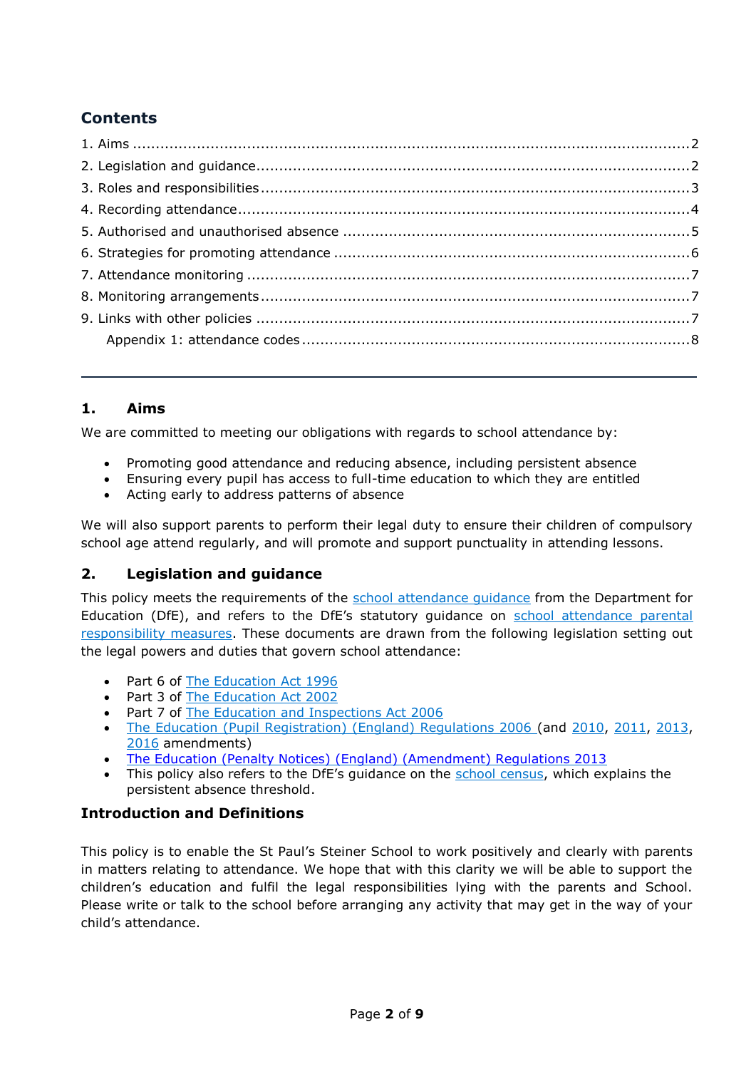## Contents

1. Aims ....................................................................................................................2
2. Legislation and guidance..................................................................................2
3. Roles and responsibilities..................................................................................3
4. Recording attendance........................................................................................4
5. Authorised and unauthorised absence ..............................................................5
6. Strategies for promoting attendance ..................................................................6
7. Attendance monitoring ......................................................................................7
8. Monitoring arrangements...................................................................................7
9. Links with other policies ....................................................................................7
    Appendix 1: attendance codes ..........................................................................8

---

## 1. Aims

We are committed to meeting our obligations with regards to school attendance by:

- Promoting good attendance and reducing absence, including persistent absence
- Ensuring every pupil has access to full-time education to which they are entitled
- Acting early to address patterns of absence

We will also support parents to perform their legal duty to ensure their children of compulsory school age attend regularly, and will promote and support punctuality in attending lessons.

## 2. Legislation and guidance

This policy meets the requirements of the school attendance guidance from the Department for Education (DfE), and refers to the DfE's statutory guidance on school attendance parental responsibility measures. These documents are drawn from the following legislation setting out the legal powers and duties that govern school attendance:

- Part 6 of The Education Act 1996
- Part 3 of The Education Act 2002
- Part 7 of The Education and Inspections Act 2006
- The Education (Pupil Registration) (England) Regulations 2006 (and 2010, 2011, 2013, 2016 amendments)
- The Education (Penalty Notices) (England) (Amendment) Regulations 2013
- This policy also refers to the DfE's guidance on the school census, which explains the persistent absence threshold.

### Introduction and Definitions

This policy is to enable the St Paul's Steiner School to work positively and clearly with parents in matters relating to attendance. We hope that with this clarity we will be able to support the children's education and fulfil the legal responsibilities lying with the parents and School. Please write or talk to the school before arranging any activity that may get in the way of your child's attendance.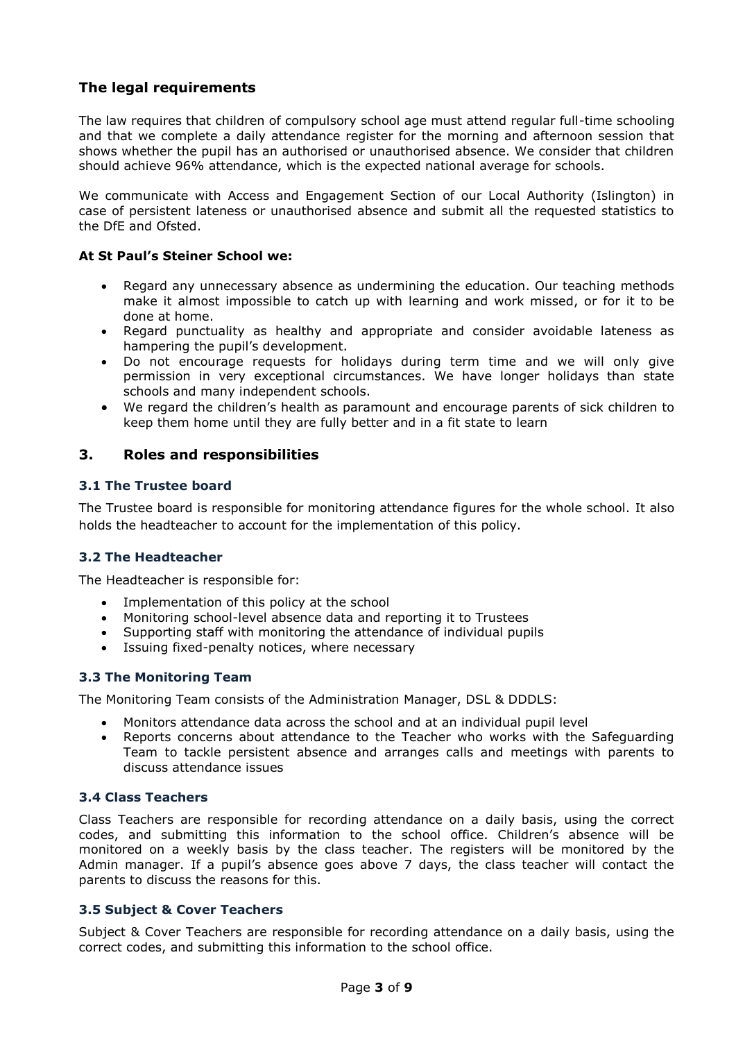## The legal requirements

The law requires that children of compulsory school age must attend regular full-time schooling and that we complete a daily attendance register for the morning and afternoon session that shows whether the pupil has an authorised or unauthorised absence. We consider that children should achieve 96% attendance, which is the expected national average for schools.

We communicate with Access and Engagement Section of our Local Authority (Islington) in case of persistent lateness or unauthorised absence and submit all the requested statistics to the DfE and Ofsted.

**At St Paul's Steiner School we:**

- Regard any unnecessary absence as undermining the education. Our teaching methods make it almost impossible to catch up with learning and work missed, or for it to be done at home.
- Regard punctuality as healthy and appropriate and consider avoidable lateness as hampering the pupil's development.
- Do not encourage requests for holidays during term time and we will only give permission in very exceptional circumstances. We have longer holidays than state schools and many independent schools.
- We regard the children's health as paramount and encourage parents of sick children to keep them home until they are fully better and in a fit state to learn

## 3. Roles and responsibilities

### 3.1 The Trustee board

The Trustee board is responsible for monitoring attendance figures for the whole school. It also holds the headteacher to account for the implementation of this policy.

### 3.2 The Headteacher

The Headteacher is responsible for:

- Implementation of this policy at the school
- Monitoring school-level absence data and reporting it to Trustees
- Supporting staff with monitoring the attendance of individual pupils
- Issuing fixed-penalty notices, where necessary

### 3.3 The Monitoring Team

The Monitoring Team consists of the Administration Manager, DSL & DDDLS:

- Monitors attendance data across the school and at an individual pupil level
- Reports concerns about attendance to the Teacher who works with the Safeguarding Team to tackle persistent absence and arranges calls and meetings with parents to discuss attendance issues

### 3.4 Class Teachers

Class Teachers are responsible for recording attendance on a daily basis, using the correct codes, and submitting this information to the school office. Children's absence will be monitored on a weekly basis by the class teacher. The registers will be monitored by the Admin manager. If a pupil's absence goes above 7 days, the class teacher will contact the parents to discuss the reasons for this.

### 3.5 Subject & Cover Teachers

Subject & Cover Teachers are responsible for recording attendance on a daily basis, using the correct codes, and submitting this information to the school office.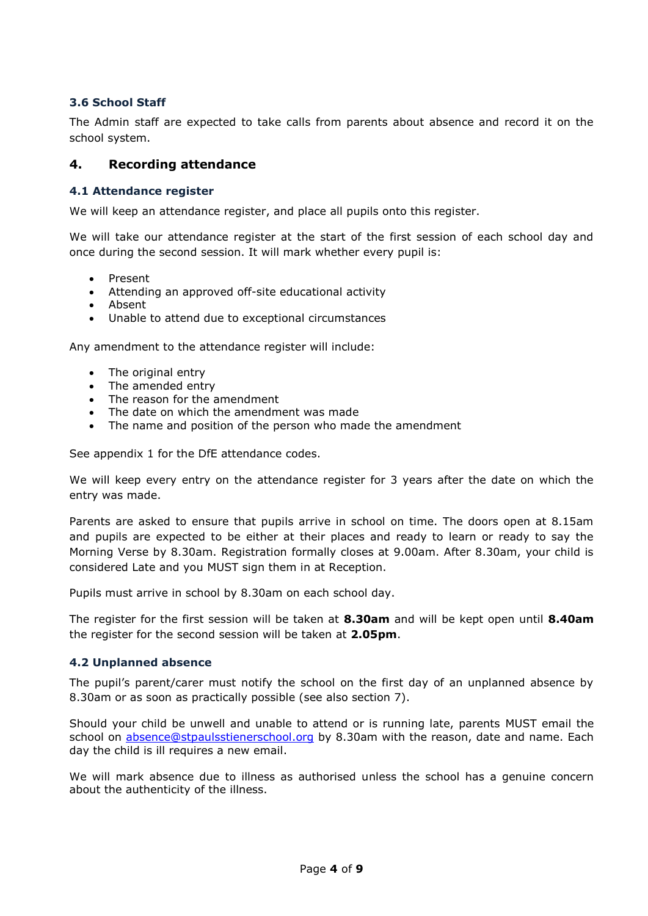### 3.6 School Staff

The Admin staff are expected to take calls from parents about absence and record it on the school system.

## 4. Recording attendance

### 4.1 Attendance register

We will keep an attendance register, and place all pupils onto this register.

We will take our attendance register at the start of the first session of each school day and once during the second session. It will mark whether every pupil is:

- Present
- Attending an approved off-site educational activity
- Absent
- Unable to attend due to exceptional circumstances

Any amendment to the attendance register will include:

- The original entry
- The amended entry
- The reason for the amendment
- The date on which the amendment was made
- The name and position of the person who made the amendment

See appendix 1 for the DfE attendance codes.

We will keep every entry on the attendance register for 3 years after the date on which the entry was made.

Parents are asked to ensure that pupils arrive in school on time. The doors open at 8.15am and pupils are expected to be either at their places and ready to learn or ready to say the Morning Verse by 8.30am. Registration formally closes at 9.00am. After 8.30am, your child is considered Late and you MUST sign them in at Reception.

Pupils must arrive in school by 8.30am on each school day.

The register for the first session will be taken at **8.30am** and will be kept open until **8.40am** the register for the second session will be taken at **2.05pm**.

### 4.2 Unplanned absence

The pupil's parent/carer must notify the school on the first day of an unplanned absence by 8.30am or as soon as practically possible (see also section 7).

Should your child be unwell and unable to attend or is running late, parents MUST email the school on [absence@stpaulsstienerschool.org](mailto:absence@stpaulsstienerschool.org) by 8.30am with the reason, date and name. Each day the child is ill requires a new email.

We will mark absence due to illness as authorised unless the school has a genuine concern about the authenticity of the illness.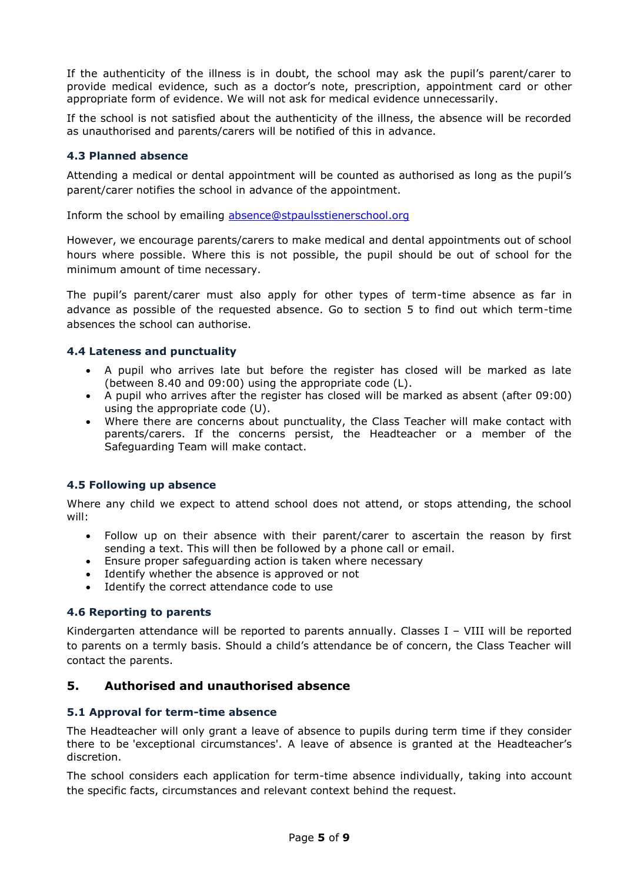If the authenticity of the illness is in doubt, the school may ask the pupil's parent/carer to provide medical evidence, such as a doctor's note, prescription, appointment card or other appropriate form of evidence. We will not ask for medical evidence unnecessarily.

If the school is not satisfied about the authenticity of the illness, the absence will be recorded as unauthorised and parents/carers will be notified of this in advance.

### 4.3 Planned absence

Attending a medical or dental appointment will be counted as authorised as long as the pupil's parent/carer notifies the school in advance of the appointment.

Inform the school by emailing absence@stpaulsstienerschool.org

However, we encourage parents/carers to make medical and dental appointments out of school hours where possible. Where this is not possible, the pupil should be out of school for the minimum amount of time necessary.

The pupil's parent/carer must also apply for other types of term-time absence as far in advance as possible of the requested absence. Go to section 5 to find out which term-time absences the school can authorise.

### 4.4 Lateness and punctuality

- A pupil who arrives late but before the register has closed will be marked as late (between 8.40 and 09:00) using the appropriate code (L).
- A pupil who arrives after the register has closed will be marked as absent (after 09:00) using the appropriate code (U).
- Where there are concerns about punctuality, the Class Teacher will make contact with parents/carers. If the concerns persist, the Headteacher or a member of the Safeguarding Team will make contact.

### 4.5 Following up absence

Where any child we expect to attend school does not attend, or stops attending, the school will:

- Follow up on their absence with their parent/carer to ascertain the reason by first sending a text. This will then be followed by a phone call or email.
- Ensure proper safeguarding action is taken where necessary
- Identify whether the absence is approved or not
- Identify the correct attendance code to use

### 4.6 Reporting to parents

Kindergarten attendance will be reported to parents annually. Classes I – VIII will be reported to parents on a termly basis. Should a child's attendance be of concern, the Class Teacher will contact the parents.

## 5. Authorised and unauthorised absence

### 5.1 Approval for term-time absence

The Headteacher will only grant a leave of absence to pupils during term time if they consider there to be 'exceptional circumstances'. A leave of absence is granted at the Headteacher's discretion.

The school considers each application for term-time absence individually, taking into account the specific facts, circumstances and relevant context behind the request.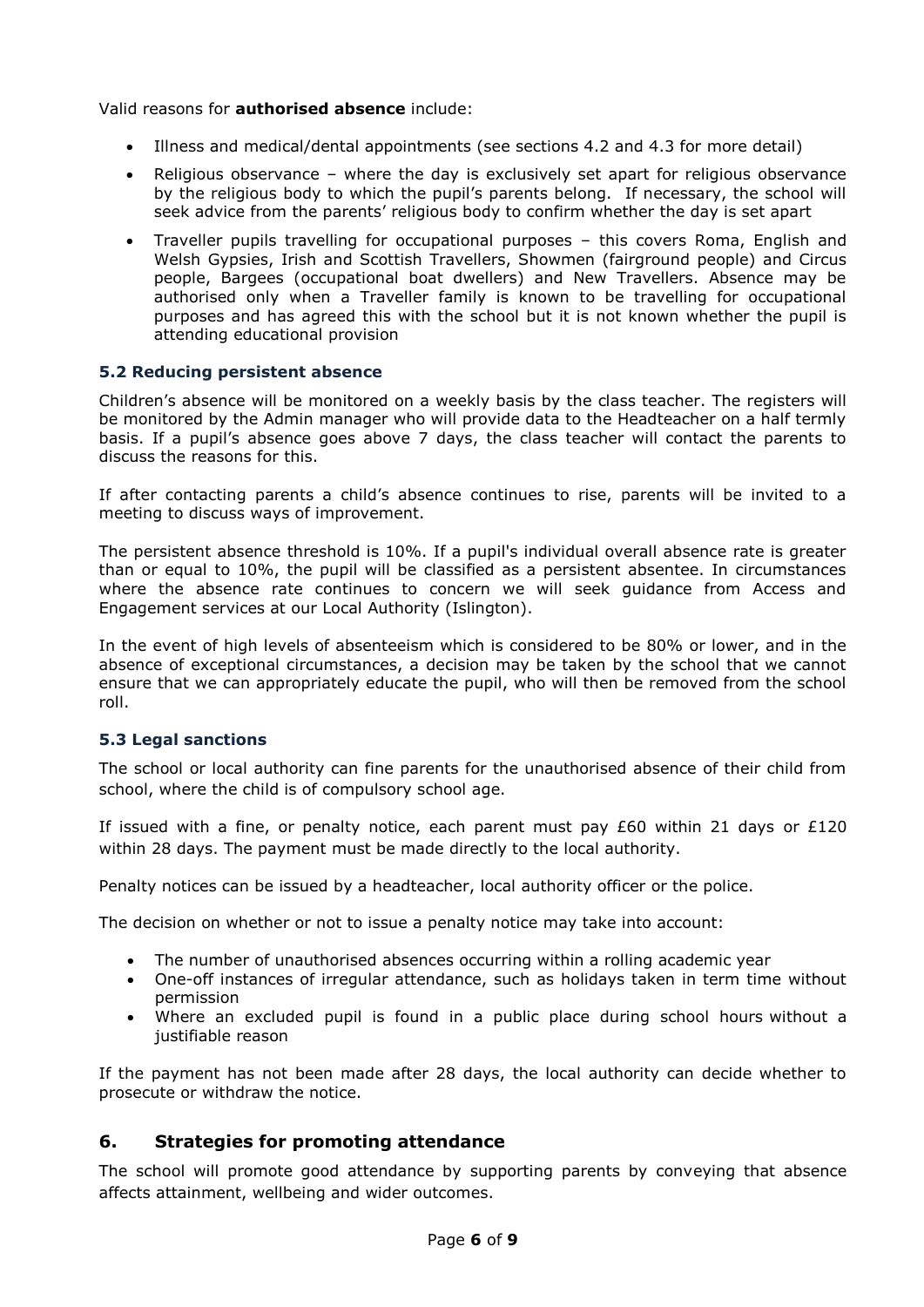Valid reasons for **authorised absence** include:

- Illness and medical/dental appointments (see sections 4.2 and 4.3 for more detail)
- Religious observance – where the day is exclusively set apart for religious observance by the religious body to which the pupil's parents belong. If necessary, the school will seek advice from the parents' religious body to confirm whether the day is set apart
- Traveller pupils travelling for occupational purposes – this covers Roma, English and Welsh Gypsies, Irish and Scottish Travellers, Showmen (fairground people) and Circus people, Bargees (occupational boat dwellers) and New Travellers. Absence may be authorised only when a Traveller family is known to be travelling for occupational purposes and has agreed this with the school but it is not known whether the pupil is attending educational provision

### 5.2 Reducing persistent absence

Children's absence will be monitored on a weekly basis by the class teacher. The registers will be monitored by the Admin manager who will provide data to the Headteacher on a half termly basis. If a pupil's absence goes above 7 days, the class teacher will contact the parents to discuss the reasons for this.

If after contacting parents a child's absence continues to rise, parents will be invited to a meeting to discuss ways of improvement.

The persistent absence threshold is 10%. If a pupil's individual overall absence rate is greater than or equal to 10%, the pupil will be classified as a persistent absentee. In circumstances where the absence rate continues to concern we will seek guidance from Access and Engagement services at our Local Authority (Islington).

In the event of high levels of absenteeism which is considered to be 80% or lower, and in the absence of exceptional circumstances, a decision may be taken by the school that we cannot ensure that we can appropriately educate the pupil, who will then be removed from the school roll.

### 5.3 Legal sanctions

The school or local authority can fine parents for the unauthorised absence of their child from school, where the child is of compulsory school age.

If issued with a fine, or penalty notice, each parent must pay £60 within 21 days or £120 within 28 days. The payment must be made directly to the local authority.

Penalty notices can be issued by a headteacher, local authority officer or the police.

The decision on whether or not to issue a penalty notice may take into account:

- The number of unauthorised absences occurring within a rolling academic year
- One-off instances of irregular attendance, such as holidays taken in term time without permission
- Where an excluded pupil is found in a public place during school hours without a justifiable reason

If the payment has not been made after 28 days, the local authority can decide whether to prosecute or withdraw the notice.

## 6. Strategies for promoting attendance

The school will promote good attendance by supporting parents by conveying that absence affects attainment, wellbeing and wider outcomes.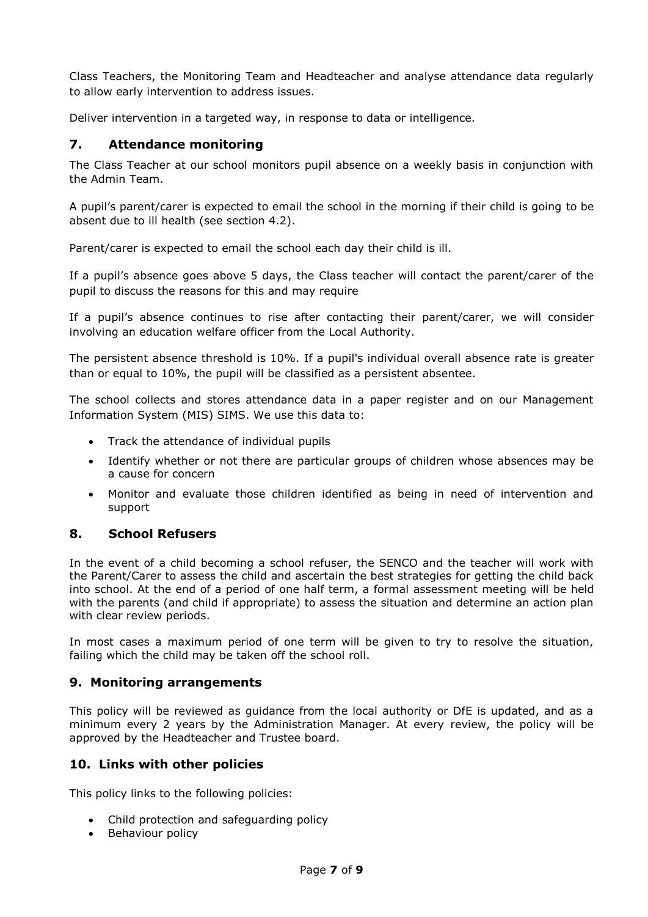Class Teachers, the Monitoring Team and Headteacher and analyse attendance data regularly to allow early intervention to address issues.

Deliver intervention in a targeted way, in response to data or intelligence.

## 7. Attendance monitoring

The Class Teacher at our school monitors pupil absence on a weekly basis in conjunction with the Admin Team.

A pupil's parent/carer is expected to email the school in the morning if their child is going to be absent due to ill health (see section 4.2).

Parent/carer is expected to email the school each day their child is ill.

If a pupil's absence goes above 5 days, the Class teacher will contact the parent/carer of the pupil to discuss the reasons for this and may require

If a pupil's absence continues to rise after contacting their parent/carer, we will consider involving an education welfare officer from the Local Authority.

The persistent absence threshold is 10%. If a pupil's individual overall absence rate is greater than or equal to 10%, the pupil will be classified as a persistent absentee.

The school collects and stores attendance data in a paper register and on our Management Information System (MIS) SIMS. We use this data to:

- Track the attendance of individual pupils
- Identify whether or not there are particular groups of children whose absences may be a cause for concern
- Monitor and evaluate those children identified as being in need of intervention and support

## 8. School Refusers

In the event of a child becoming a school refuser, the SENCO and the teacher will work with the Parent/Carer to assess the child and ascertain the best strategies for getting the child back into school. At the end of a period of one half term, a formal assessment meeting will be held with the parents (and child if appropriate) to assess the situation and determine an action plan with clear review periods.

In most cases a maximum period of one term will be given to try to resolve the situation, failing which the child may be taken off the school roll.

## 9. Monitoring arrangements

This policy will be reviewed as guidance from the local authority or DfE is updated, and as a minimum every 2 years by the Administration Manager. At every review, the policy will be approved by the Headteacher and Trustee board.

## 10. Links with other policies

This policy links to the following policies:

- Child protection and safeguarding policy
- Behaviour policy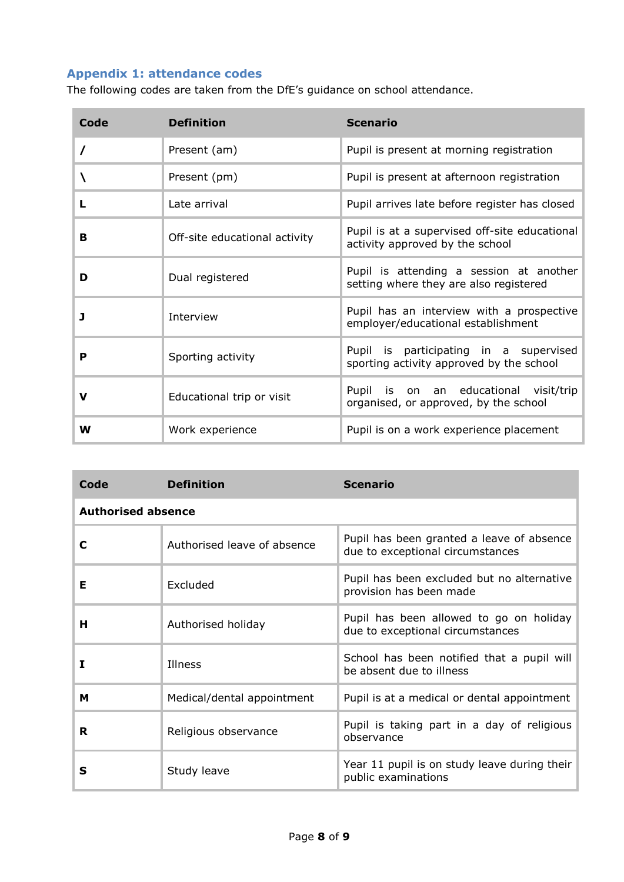## Appendix 1: attendance codes

The following codes are taken from the DfE's guidance on school attendance.

| Code | Definition | Scenario |
|---|---|---|
| **/** | Present (am) | Pupil is present at morning registration |
| **\** | Present (pm) | Pupil is present at afternoon registration |
| **L** | Late arrival | Pupil arrives late before register has closed |
| **B** | Off-site educational activity | Pupil is at a supervised off-site educational activity approved by the school |
| **D** | Dual registered | Pupil is attending a session at another setting where they are also registered |
| **J** | Interview | Pupil has an interview with a prospective employer/educational establishment |
| **P** | Sporting activity | Pupil is participating in a supervised sporting activity approved by the school |
| **V** | Educational trip or visit | Pupil is on an educational visit/trip organised, or approved, by the school |
| **W** | Work experience | Pupil is on a work experience placement |

| Code | Definition | Scenario |
|---|---|---|
| **Authorised absence** | | |
| **C** | Authorised leave of absence | Pupil has been granted a leave of absence due to exceptional circumstances |
| **E** | Excluded | Pupil has been excluded but no alternative provision has been made |
| **H** | Authorised holiday | Pupil has been allowed to go on holiday due to exceptional circumstances |
| **I** | Illness | School has been notified that a pupil will be absent due to illness |
| **M** | Medical/dental appointment | Pupil is at a medical or dental appointment |
| **R** | Religious observance | Pupil is taking part in a day of religious observance |
| **S** | Study leave | Year 11 pupil is on study leave during their public examinations |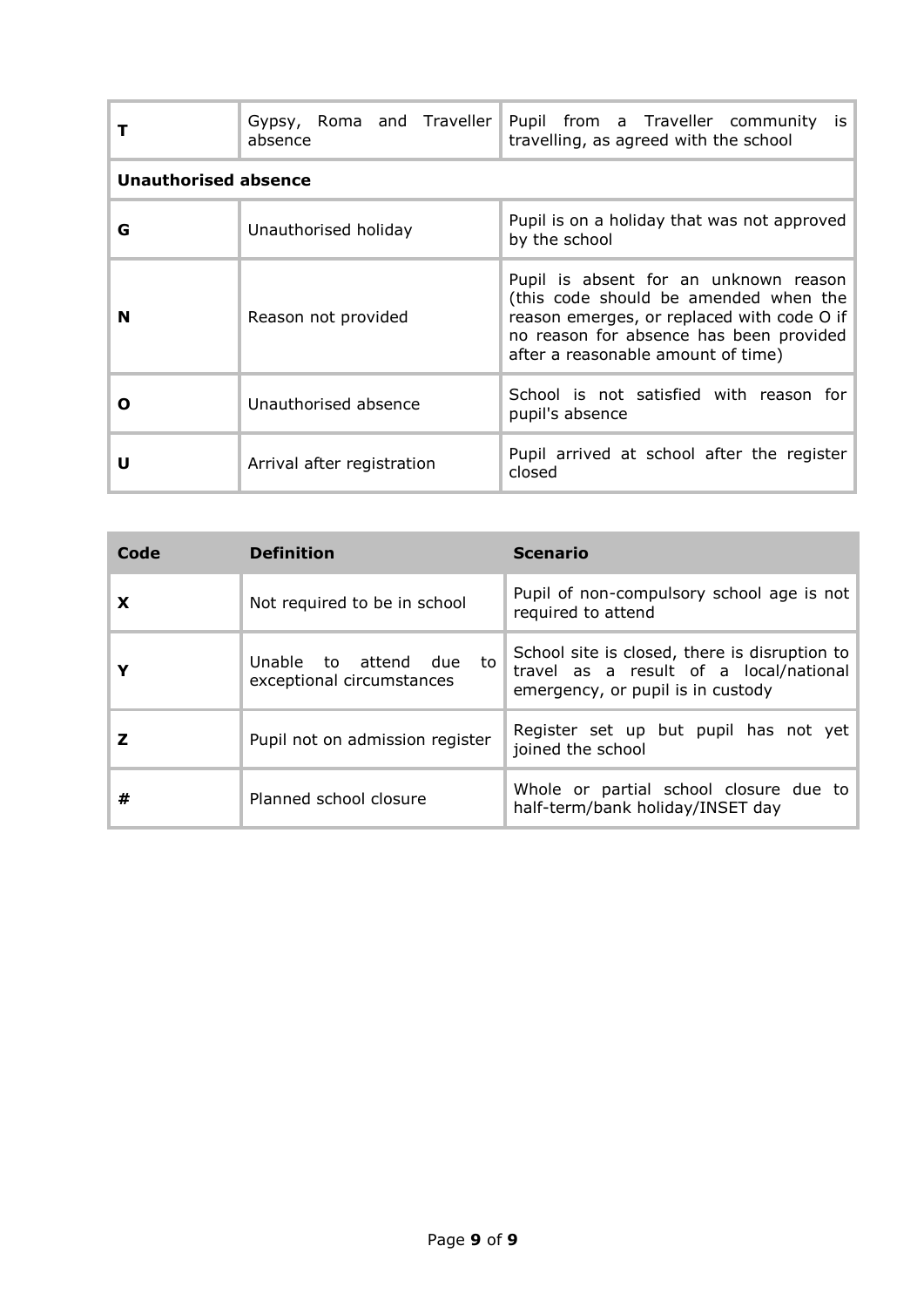| | | |
|---|---|---|
| **T** | Gypsy, Roma and Traveller absence | Pupil from a Traveller community is travelling, as agreed with the school |
| **Unauthorised absence** | | |
| **G** | Unauthorised holiday | Pupil is on a holiday that was not approved by the school |
| **N** | Reason not provided | Pupil is absent for an unknown reason (this code should be amended when the reason emerges, or replaced with code O if no reason for absence has been provided after a reasonable amount of time) |
| **O** | Unauthorised absence | School is not satisfied with reason for pupil's absence |
| **U** | Arrival after registration | Pupil arrived at school after the register closed |

| Code | Definition | Scenario |
|---|---|---|
| **X** | Not required to be in school | Pupil of non-compulsory school age is not required to attend |
| **Y** | Unable to attend due to exceptional circumstances | School site is closed, there is disruption to travel as a result of a local/national emergency, or pupil is in custody |
| **Z** | Pupil not on admission register | Register set up but pupil has not yet joined the school |
| **#** | Planned school closure | Whole or partial school closure due to half-term/bank holiday/INSET day |